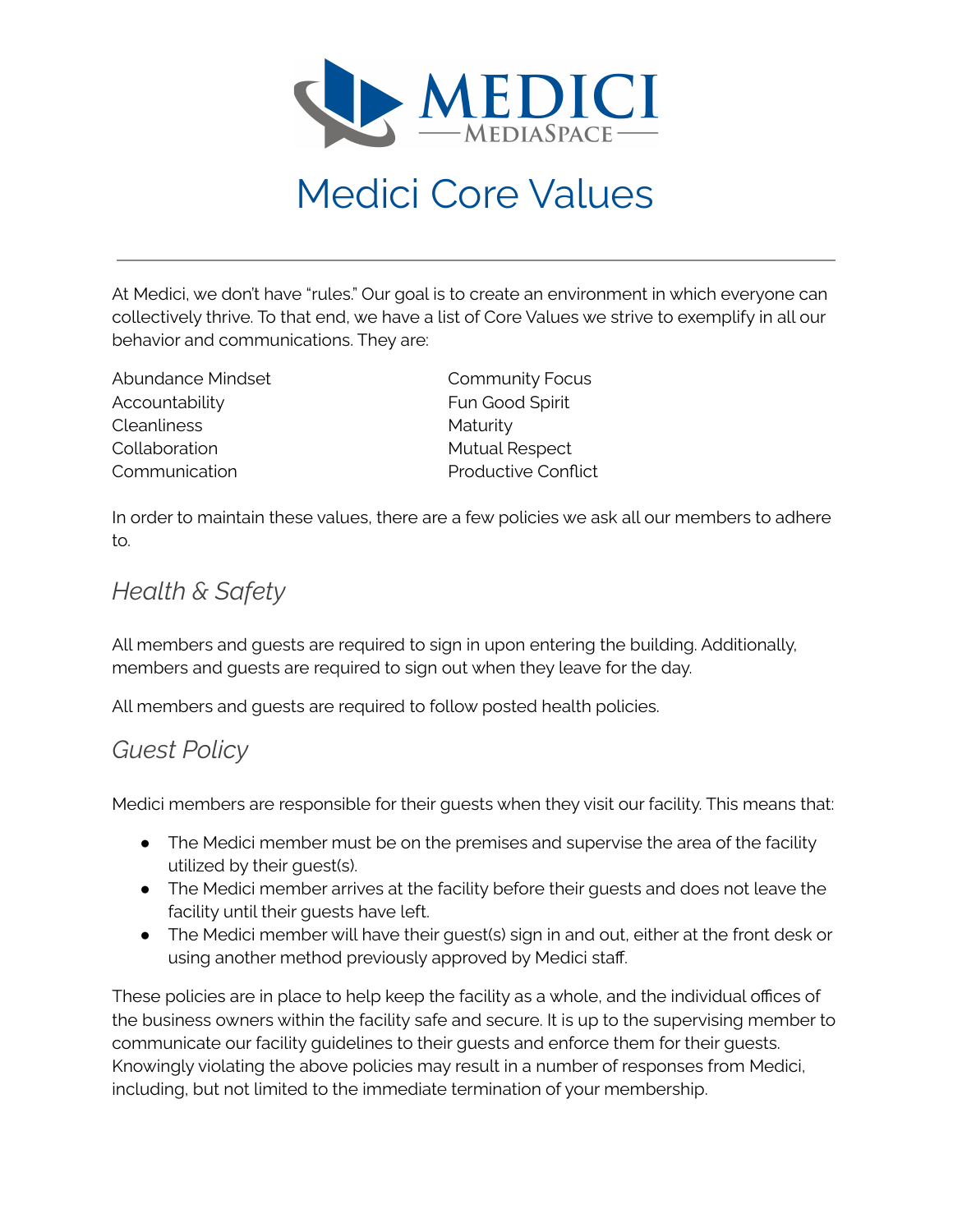# Medici Core Values

---

At Medici, we don't have "rules." Our goal is to create an environment in which everyone can collectively thrive. To that end, we have a list of Core Values we strive to exemplify in all our behavior and communications. They are:

- Abundance Mindset
- Accountability
- Cleanliness
- Collaboration
- Communication
- Community Focus
- Fun Good Spirit
- Maturity
- Mutual Respect
- Productive Conflict

In order to maintain these values, there are a few policies we ask all our members to adhere to.

## *Health & Safety*

All members and guests are required to sign in upon entering the building. Additionally, members and guests are required to sign out when they leave for the day.

All members and guests are required to follow posted health policies.

## *Guest Policy*

Medici members are responsible for their guests when they visit our facility. This means that:

- The Medici member must be on the premises and supervise the area of the facility utilized by their guest(s).
- The Medici member arrives at the facility before their guests and does not leave the facility until their guests have left.
- The Medici member will have their guest(s) sign in and out, either at the front desk or using another method previously approved by Medici staff.

These policies are in place to help keep the facility as a whole, and the individual offices of the business owners within the facility safe and secure. It is up to the supervising member to communicate our facility guidelines to their guests and enforce them for their guests. Knowingly violating the above policies may result in a number of responses from Medici, including, but not limited to the immediate termination of your membership.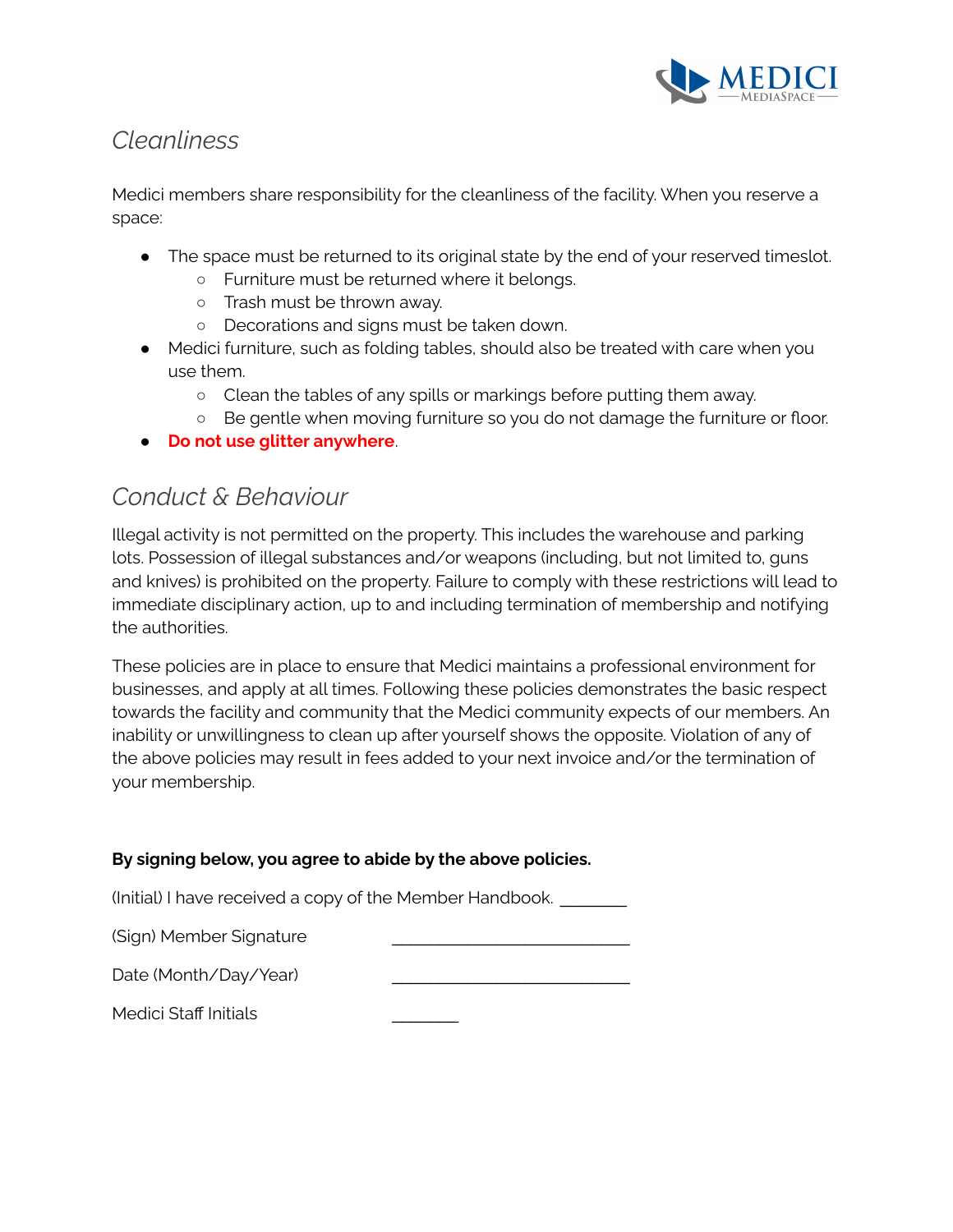## *Cleanliness*

Medici members share responsibility for the cleanliness of the facility. When you reserve a space:

- The space must be returned to its original state by the end of your reserved timeslot.
  - Furniture must be returned where it belongs.
  - Trash must be thrown away.
  - Decorations and signs must be taken down.
- Medici furniture, such as folding tables, should also be treated with care when you use them.
  - Clean the tables of any spills or markings before putting them away.
  - Be gentle when moving furniture so you do not damage the furniture or floor.
- **Do not use glitter anywhere**.

## *Conduct & Behaviour*

Illegal activity is not permitted on the property. This includes the warehouse and parking lots. Possession of illegal substances and/or weapons (including, but not limited to, guns and knives) is prohibited on the property. Failure to comply with these restrictions will lead to immediate disciplinary action, up to and including termination of membership and notifying the authorities.

These policies are in place to ensure that Medici maintains a professional environment for businesses, and apply at all times. Following these policies demonstrates the basic respect towards the facility and community that the Medici community expects of our members. An inability or unwillingness to clean up after yourself shows the opposite. Violation of any of the above policies may result in fees added to your next invoice and/or the termination of your membership.

**By signing below, you agree to abide by the above policies.**

(Initial) I have received a copy of the Member Handbook. ________

(Sign) Member Signature ____________________________

Date (Month/Day/Year) ____________________________

Medici Staff Initials ________